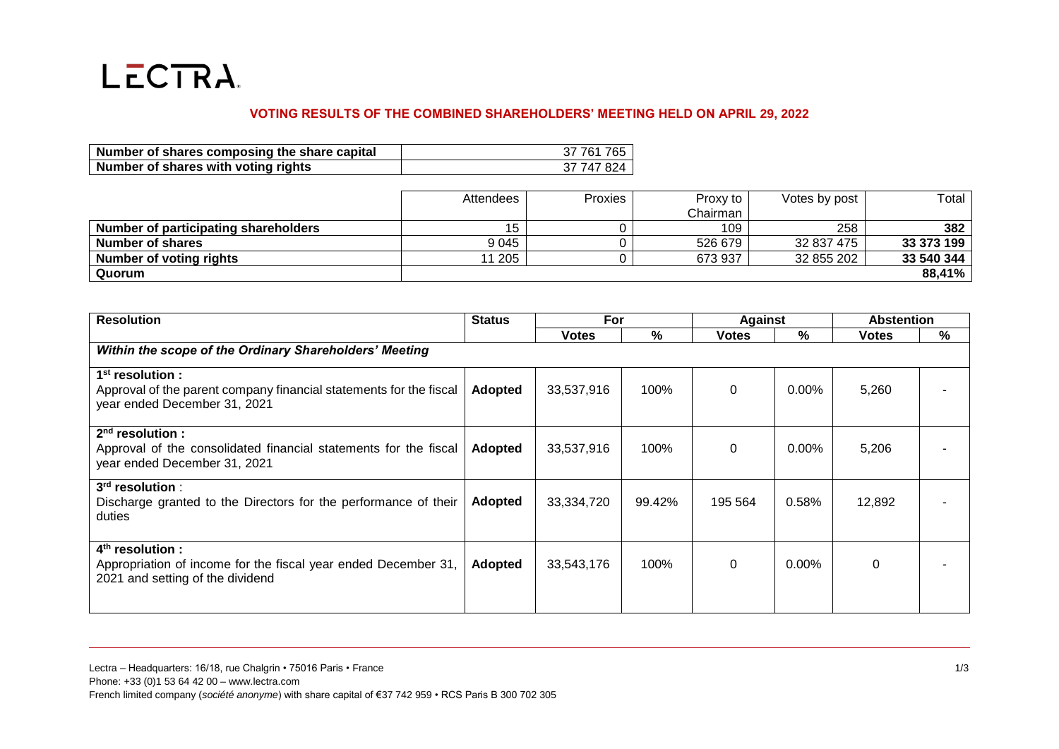# LECTRA

## VOTING RESULTS OF THE COMBINED SHAREHOLDERS' MEETING HELD ON APRIL 29, 2022

| Number of shares composing the share capital | 37 761 765 |
|---|---|
| Number of shares with voting rights | 37 747 824 |

| | Attendees | Proxies | Proxy to Chairman | Votes by post | Total |
|---|---|---|---|---|---|
| **Number of participating shareholders** | 15 | 0 | 109 | 258 | **382** |
| **Number of shares** | 9 045 | 0 | 526 679 | 32 837 475 | **33 373 199** |
| **Number of voting rights** | 11 205 | 0 | 673 937 | 32 855 202 | **33 540 344** |
| **Quorum** | | | | | **88,41%** |

| **Resolution** | **Status** | **For** | | **Against** | | **Abstention** | |
|---|---|---|---|---|---|---|---|
| | | **Votes** | **%** | **Votes** | **%** | **Votes** | **%** |
| ***Within the scope of the Ordinary Shareholders' Meeting*** | | | | | | | |
| **1st resolution :** Approval of the parent company financial statements for the fiscal year ended December 31, 2021 | **Adopted** | 33,537,916 | 100% | 0 | 0.00% | 5,260 | - |
| **2nd resolution :** Approval of the consolidated financial statements for the fiscal year ended December 31, 2021 | **Adopted** | 33,537,916 | 100% | 0 | 0.00% | 5,206 | - |
| **3rd resolution** : Discharge granted to the Directors for the performance of their duties | **Adopted** | 33,334,720 | 99.42% | 195 564 | 0.58% | 12,892 | - |
| **4th resolution :** Appropriation of income for the fiscal year ended December 31, 2021 and setting of the dividend | **Adopted** | 33,543,176 | 100% | 0 | 0.00% | 0 | - |

Lectra – Headquarters: 16/18, rue Chalgrin • 75016 Paris • France
Phone: +33 (0)1 53 64 42 00 – www.lectra.com
French limited company (*société anonyme*) with share capital of €37 742 959 • RCS Paris B 300 702 305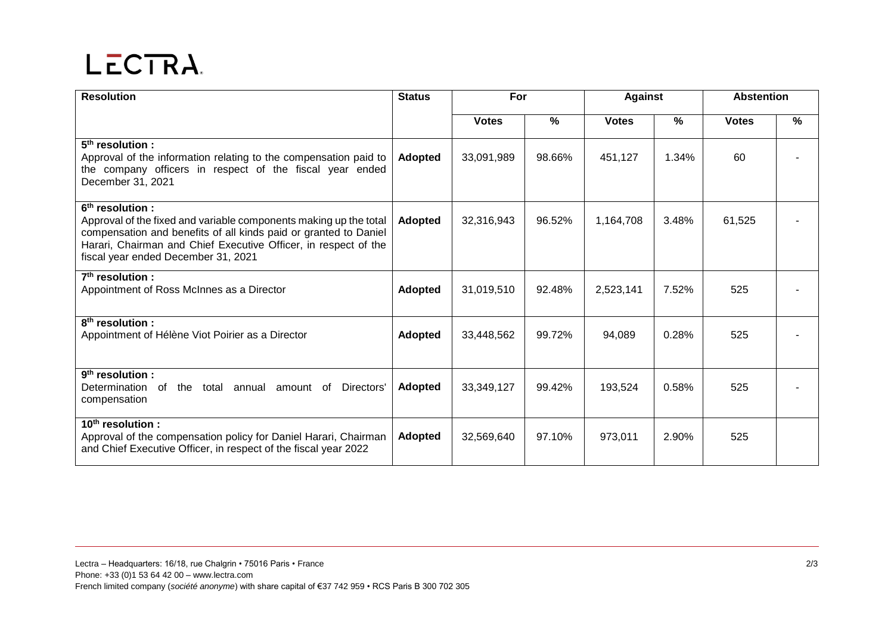LECTRA

| Resolution | Status | For | | Against | | Abstention | |
|---|---|---|---|---|---|---|---|
| | | Votes | % | Votes | % | Votes | % |
| 5th resolution : Approval of the information relating to the compensation paid to the company officers in respect of the fiscal year ended December 31, 2021 | **Adopted** | 33,091,989 | 98.66% | 451,127 | 1.34% | 60 | - |
| 6th resolution : Approval of the fixed and variable components making up the total compensation and benefits of all kinds paid or granted to Daniel Harari, Chairman and Chief Executive Officer, in respect of the fiscal year ended December 31, 2021 | **Adopted** | 32,316,943 | 96.52% | 1,164,708 | 3.48% | 61,525 | - |
| 7th resolution : Appointment of Ross McInnes as a Director | **Adopted** | 31,019,510 | 92.48% | 2,523,141 | 7.52% | 525 | - |
| 8th resolution : Appointment of Hélène Viot Poirier as a Director | **Adopted** | 33,448,562 | 99.72% | 94,089 | 0.28% | 525 | - |
| 9th resolution : Determination of the total annual amount of Directors' compensation | **Adopted** | 33,349,127 | 99.42% | 193,524 | 0.58% | 525 | - |
| 10th resolution : Approval of the compensation policy for Daniel Harari, Chairman and Chief Executive Officer, in respect of the fiscal year 2022 | **Adopted** | 32,569,640 | 97.10% | 973,011 | 2.90% | 525 | |

Lectra – Headquarters: 16/18, rue Chalgrin • 75016 Paris • France
Phone: +33 (0)1 53 64 42 00 – www.lectra.com
French limited company (*société anonyme*) with share capital of €37 742 959 • RCS Paris B 300 702 305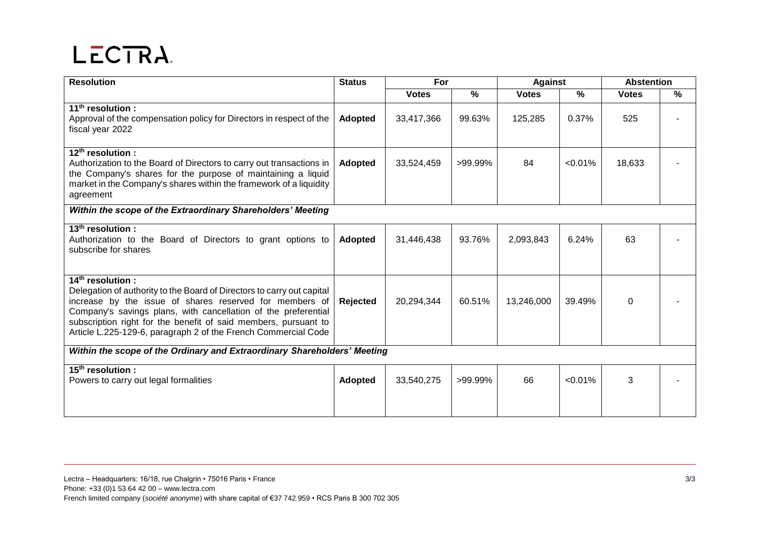LECTRA

| Resolution | Status | For | | Against | | Abstention | |
|---|---|---|---|---|---|---|---|
| | | Votes | % | Votes | % | Votes | % |
| **11th resolution :** Approval of the compensation policy for Directors in respect of the fiscal year 2022 | **Adopted** | 33,417,366 | 99.63% | 125,285 | 0.37% | 525 | - |
| **12th resolution :** Authorization to the Board of Directors to carry out transactions in the Company's shares for the purpose of maintaining a liquid market in the Company's shares within the framework of a liquidity agreement | **Adopted** | 33,524,459 | >99.99% | 84 | <0.01% | 18,633 | - |
| ***Within the scope of the Extraordinary Shareholders' Meeting*** | | | | | | | |
| **13th resolution :** Authorization to the Board of Directors to grant options to subscribe for shares | **Adopted** | 31,446,438 | 93.76% | 2,093,843 | 6.24% | 63 | - |
| **14th resolution :** Delegation of authority to the Board of Directors to carry out capital increase by the issue of shares reserved for members of Company's savings plans, with cancellation of the preferential subscription right for the benefit of said members, pursuant to Article L.225-129-6, paragraph 2 of the French Commercial Code | **Rejected** | 20,294,344 | 60.51% | 13,246,000 | 39.49% | 0 | - |
| ***Within the scope of the Ordinary and Extraordinary Shareholders' Meeting*** | | | | | | | |
| **15th resolution :** Powers to carry out legal formalities | **Adopted** | 33,540,275 | >99.99% | 66 | <0.01% | 3 | - |

Lectra – Headquarters: 16/18, rue Chalgrin • 75016 Paris • France
Phone: +33 (0)1 53 64 42 00 – www.lectra.com
French limited company (*société anonyme*) with share capital of €37 742 959 • RCS Paris B 300 702 305